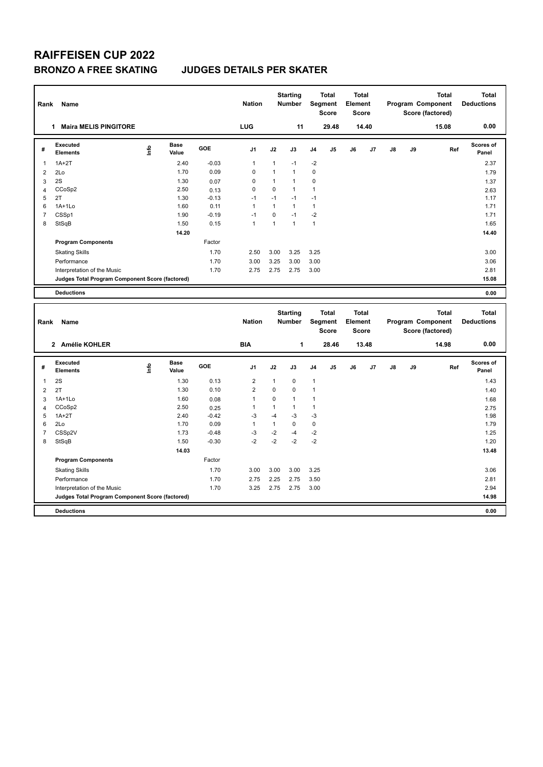# RAIFFEISEN CUP 2022

## BRONZO A FREE SKATING JUDGES DETAILS PER SKATER

| Rank | Name | Nation | Starting Number | Total Segment Score | Total Element Score | Total Program Component Score (factored) | Total Deductions |
|---|---|---|---|---|---|---|---|
| 1 | Maira MELIS PINGITORE | LUG | 11 | 29.48 | 14.40 | 15.08 | 0.00 |

| # | Executed Elements | Info | Base Value | GOE | J1 | J2 | J3 | J4 | J5 | J6 | J7 | J8 | J9 | Ref | Scores of Panel |
|---|---|---|---|---|---|---|---|---|---|---|---|---|---|---|---|
| 1 | 1A+2T | | 2.40 | -0.03 | 1 | 1 | -1 | -2 | | | | | | | 2.37 |
| 2 | 2Lo | | 1.70 | 0.09 | 0 | 1 | 1 | 0 | | | | | | | 1.79 |
| 3 | 2S | | 1.30 | 0.07 | 0 | 1 | 1 | 0 | | | | | | | 1.37 |
| 4 | CCoSp2 | | 2.50 | 0.13 | 0 | 0 | 1 | 1 | | | | | | | 2.63 |
| 5 | 2T | | 1.30 | -0.13 | -1 | -1 | -1 | -1 | | | | | | | 1.17 |
| 6 | 1A+1Lo | | 1.60 | 0.11 | 1 | 1 | 1 | 1 | | | | | | | 1.71 |
| 7 | CSSp1 | | 1.90 | -0.19 | -1 | 0 | -1 | -2 | | | | | | | 1.71 |
| 8 | StSqB | | 1.50 | 0.15 | 1 | 1 | 1 | 1 | | | | | | | 1.65 |
| | | | 14.20 | | | | | | | | | | | | 14.40 |
| | **Program Components** | | | Factor | | | | | | | | | | | |
| | Skating Skills | | | 1.70 | 2.50 | 3.00 | 3.25 | 3.25 | | | | | | | 3.00 |
| | Performance | | | 1.70 | 3.00 | 3.25 | 3.00 | 3.00 | | | | | | | 3.06 |
| | Interpretation of the Music | | | 1.70 | 2.75 | 2.75 | 2.75 | 3.00 | | | | | | | 2.81 |
| | **Judges Total Program Component Score (factored)** | | | | | | | | | | | | | | 15.08 |
| | **Deductions** | | | | | | | | | | | | | | 0.00 |

| Rank | Name | Nation | Starting Number | Total Segment Score | Total Element Score | Total Program Component Score (factored) | Total Deductions |
|---|---|---|---|---|---|---|---|
| 2 | Amélie KOHLER | BIA | 1 | 28.46 | 13.48 | 14.98 | 0.00 |

| # | Executed Elements | Info | Base Value | GOE | J1 | J2 | J3 | J4 | J5 | J6 | J7 | J8 | J9 | Ref | Scores of Panel |
|---|---|---|---|---|---|---|---|---|---|---|---|---|---|---|---|
| 1 | 2S | | 1.30 | 0.13 | 2 | 1 | 0 | 1 | | | | | | | 1.43 |
| 2 | 2T | | 1.30 | 0.10 | 2 | 0 | 0 | 1 | | | | | | | 1.40 |
| 3 | 1A+1Lo | | 1.60 | 0.08 | 1 | 0 | 1 | 1 | | | | | | | 1.68 |
| 4 | CCoSp2 | | 2.50 | 0.25 | 1 | 1 | 1 | 1 | | | | | | | 2.75 |
| 5 | 1A+2T | | 2.40 | -0.42 | -3 | -4 | -3 | -3 | | | | | | | 1.98 |
| 6 | 2Lo | | 1.70 | 0.09 | 1 | 1 | 0 | 0 | | | | | | | 1.79 |
| 7 | CSSp2V | | 1.73 | -0.48 | -3 | -2 | -4 | -2 | | | | | | | 1.25 |
| 8 | StSqB | | 1.50 | -0.30 | -2 | -2 | -2 | -2 | | | | | | | 1.20 |
| | | | 14.03 | | | | | | | | | | | | 13.48 |
| | **Program Components** | | | Factor | | | | | | | | | | | |
| | Skating Skills | | | 1.70 | 3.00 | 3.00 | 3.00 | 3.25 | | | | | | | 3.06 |
| | Performance | | | 1.70 | 2.75 | 2.25 | 2.75 | 3.50 | | | | | | | 2.81 |
| | Interpretation of the Music | | | 1.70 | 3.25 | 2.75 | 2.75 | 3.00 | | | | | | | 2.94 |
| | **Judges Total Program Component Score (factored)** | | | | | | | | | | | | | | 14.98 |
| | **Deductions** | | | | | | | | | | | | | | 0.00 |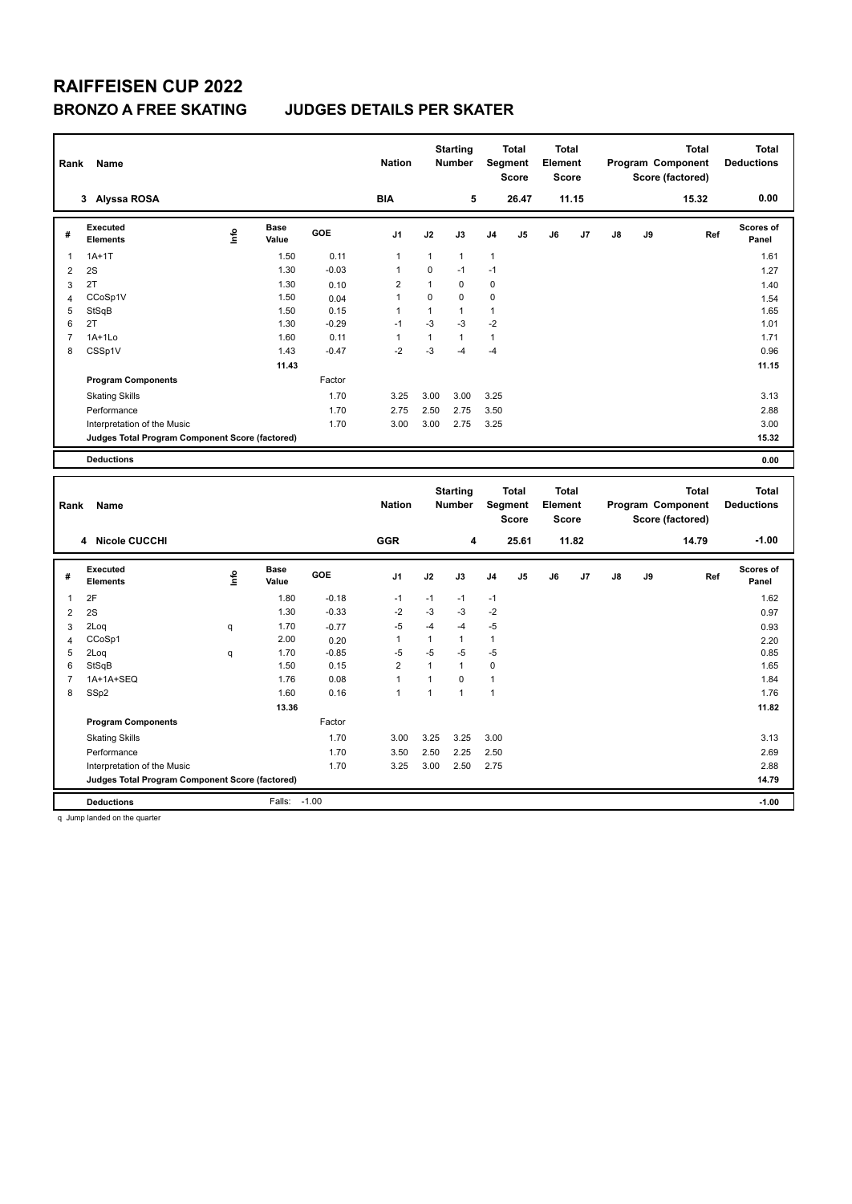# RAIFFEISEN CUP 2022

## BRONZO A FREE SKATING JUDGES DETAILS PER SKATER

| Rank | Name | Nation | Starting Number | Total Segment Score | Total Element Score | Total Program Component Score (factored) | Total Deductions |
|---|---|---|---|---|---|---|---|
| 3 | Alyssa ROSA | BIA | 5 | 26.47 | 11.15 | 15.32 | 0.00 |

| # | Executed Elements | Info | Base Value | GOE | J1 | J2 | J3 | J4 | J5 | J6 | J7 | J8 | J9 | Ref | Scores of Panel |
|---|---|---|---|---|---|---|---|---|---|---|---|---|---|---|---|
| 1 | 1A+1T | | 1.50 | 0.11 | 1 | 1 | 1 | 1 | | | | | | | 1.61 |
| 2 | 2S | | 1.30 | -0.03 | 1 | 0 | -1 | -1 | | | | | | | 1.27 |
| 3 | 2T | | 1.30 | 0.10 | 2 | 1 | 0 | 0 | | | | | | | 1.40 |
| 4 | CCoSp1V | | 1.50 | 0.04 | 1 | 0 | 0 | 0 | | | | | | | 1.54 |
| 5 | StSqB | | 1.50 | 0.15 | 1 | 1 | 1 | 1 | | | | | | | 1.65 |
| 6 | 2T | | 1.30 | -0.29 | -1 | -3 | -3 | -2 | | | | | | | 1.01 |
| 7 | 1A+1Lo | | 1.60 | 0.11 | 1 | 1 | 1 | 1 | | | | | | | 1.71 |
| 8 | CSSp1V | | 1.43 | -0.47 | -2 | -3 | -4 | -4 | | | | | | | 0.96 |
| | | | 11.43 | | | | | | | | | | | | 11.15 |
| | **Program Components** | | | Factor | | | | | | | | | | | |
| | Skating Skills | | | 1.70 | 3.25 | 3.00 | 3.00 | 3.25 | | | | | | | 3.13 |
| | Performance | | | 1.70 | 2.75 | 2.50 | 2.75 | 3.50 | | | | | | | 2.88 |
| | Interpretation of the Music | | | 1.70 | 3.00 | 3.00 | 2.75 | 3.25 | | | | | | | 3.00 |
| | **Judges Total Program Component Score (factored)** | | | | | | | | | | | | | | 15.32 |
| | **Deductions** | | | | | | | | | | | | | | 0.00 |

| Rank | Name | Nation | Starting Number | Total Segment Score | Total Element Score | Total Program Component Score (factored) | Total Deductions |
|---|---|---|---|---|---|---|---|
| 4 | Nicole CUCCHI | GGR | 4 | 25.61 | 11.82 | 14.79 | -1.00 |

| # | Executed Elements | Info | Base Value | GOE | J1 | J2 | J3 | J4 | J5 | J6 | J7 | J8 | J9 | Ref | Scores of Panel |
|---|---|---|---|---|---|---|---|---|---|---|---|---|---|---|---|
| 1 | 2F | | 1.80 | -0.18 | -1 | -1 | -1 | -1 | | | | | | | 1.62 |
| 2 | 2S | | 1.30 | -0.33 | -2 | -3 | -3 | -2 | | | | | | | 0.97 |
| 3 | 2Loq | q | 1.70 | -0.77 | -5 | -4 | -4 | -5 | | | | | | | 0.93 |
| 4 | CCoSp1 | | 2.00 | 0.20 | 1 | 1 | 1 | 1 | | | | | | | 2.20 |
| 5 | 2Loq | q | 1.70 | -0.85 | -5 | -5 | -5 | -5 | | | | | | | 0.85 |
| 6 | StSqB | | 1.50 | 0.15 | 2 | 1 | 1 | 0 | | | | | | | 1.65 |
| 7 | 1A+1A+SEQ | | 1.76 | 0.08 | 1 | 1 | 0 | 1 | | | | | | | 1.84 |
| 8 | SSp2 | | 1.60 | 0.16 | 1 | 1 | 1 | 1 | | | | | | | 1.76 |
| | | | 13.36 | | | | | | | | | | | | 11.82 |
| | **Program Components** | | | Factor | | | | | | | | | | | |
| | Skating Skills | | | 1.70 | 3.00 | 3.25 | 3.25 | 3.00 | | | | | | | 3.13 |
| | Performance | | | 1.70 | 3.50 | 2.50 | 2.25 | 2.50 | | | | | | | 2.69 |
| | Interpretation of the Music | | | 1.70 | 3.25 | 3.00 | 2.50 | 2.75 | | | | | | | 2.88 |
| | **Judges Total Program Component Score (factored)** | | | | | | | | | | | | | | 14.79 |
| | **Deductions** | | Falls: | -1.00 | | | | | | | | | | | -1.00 |

q Jump landed on the quarter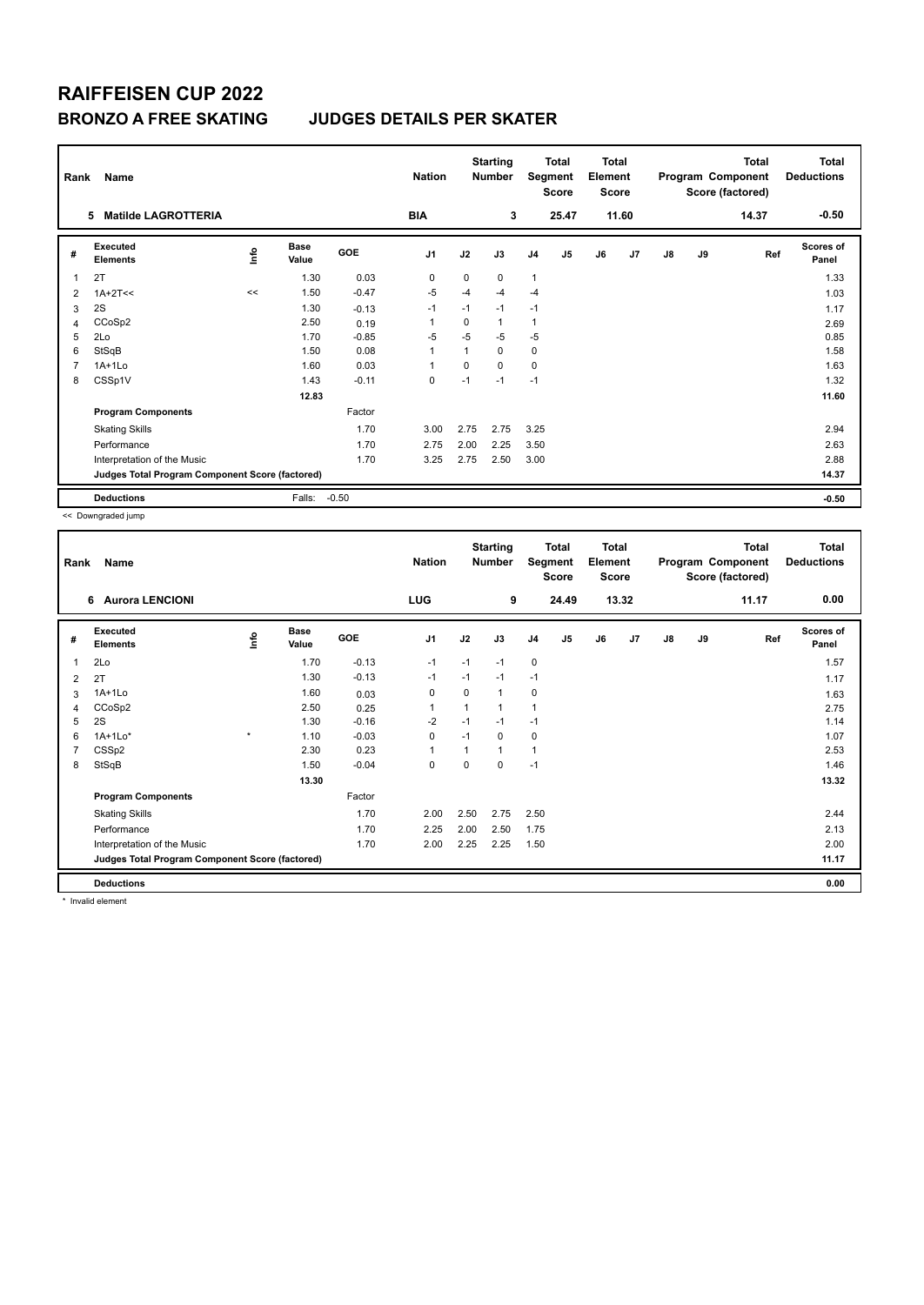# RAIFFEISEN CUP 2022

## BRONZO A FREE SKATING JUDGES DETAILS PER SKATER

| Rank | Name | Nation | Starting Number | Total Segment Score | Total Element Score | Total Program Component Score (factored) | Total Deductions |
|---|---|---|---|---|---|---|---|
| 5 | Matilde LAGROTTERIA | BIA | 3 | 25.47 | 11.60 | 14.37 | -0.50 |

| # | Executed Elements | Info | Base Value | GOE | J1 | J2 | J3 | J4 | J5 | J6 | J7 | J8 | J9 | Ref | Scores of Panel |
|---|---|---|---|---|---|---|---|---|---|---|---|---|---|---|---|
| 1 | 2T | | 1.30 | 0.03 | 0 | 0 | 0 | 1 | | | | | | | 1.33 |
| 2 | 1A+2T<< | << | 1.50 | -0.47 | -5 | -4 | -4 | -4 | | | | | | | 1.03 |
| 3 | 2S | | 1.30 | -0.13 | -1 | -1 | -1 | -1 | | | | | | | 1.17 |
| 4 | CCoSp2 | | 2.50 | 0.19 | 1 | 0 | 1 | 1 | | | | | | | 2.69 |
| 5 | 2Lo | | 1.70 | -0.85 | -5 | -5 | -5 | -5 | | | | | | | 0.85 |
| 6 | StSqB | | 1.50 | 0.08 | 1 | 1 | 0 | 0 | | | | | | | 1.58 |
| 7 | 1A+1Lo | | 1.60 | 0.03 | 1 | 0 | 0 | 0 | | | | | | | 1.63 |
| 8 | CSSp1V | | 1.43 | -0.11 | 0 | -1 | -1 | -1 | | | | | | | 1.32 |
| | | | 12.83 | | | | | | | | | | | | 11.60 |
| | **Program Components** | | | Factor | | | | | | | | | | | |
| | Skating Skills | | | 1.70 | 3.00 | 2.75 | 2.75 | 3.25 | | | | | | | 2.94 |
| | Performance | | | 1.70 | 2.75 | 2.00 | 2.25 | 3.50 | | | | | | | 2.63 |
| | Interpretation of the Music | | | 1.70 | 3.25 | 2.75 | 2.50 | 3.00 | | | | | | | 2.88 |
| | **Judges Total Program Component Score (factored)** | | | | | | | | | | | | | | 14.37 |
| | **Deductions** | | Falls: | -0.50 | | | | | | | | | | | -0.50 |

<< Downgraded jump

| Rank | Name | Nation | Starting Number | Total Segment Score | Total Element Score | Total Program Component Score (factored) | Total Deductions |
|---|---|---|---|---|---|---|---|
| 6 | Aurora LENCIONI | LUG | 9 | 24.49 | 13.32 | 11.17 | 0.00 |

| # | Executed Elements | Info | Base Value | GOE | J1 | J2 | J3 | J4 | J5 | J6 | J7 | J8 | J9 | Ref | Scores of Panel |
|---|---|---|---|---|---|---|---|---|---|---|---|---|---|---|---|
| 1 | 2Lo | | 1.70 | -0.13 | -1 | -1 | -1 | 0 | | | | | | | 1.57 |
| 2 | 2T | | 1.30 | -0.13 | -1 | -1 | -1 | -1 | | | | | | | 1.17 |
| 3 | 1A+1Lo | | 1.60 | 0.03 | 0 | 0 | 1 | 0 | | | | | | | 1.63 |
| 4 | CCoSp2 | | 2.50 | 0.25 | 1 | 1 | 1 | 1 | | | | | | | 2.75 |
| 5 | 2S | | 1.30 | -0.16 | -2 | -1 | -1 | -1 | | | | | | | 1.14 |
| 6 | 1A+1Lo* | * | 1.10 | -0.03 | 0 | -1 | 0 | 0 | | | | | | | 1.07 |
| 7 | CSSp2 | | 2.30 | 0.23 | 1 | 1 | 1 | 1 | | | | | | | 2.53 |
| 8 | StSqB | | 1.50 | -0.04 | 0 | 0 | 0 | -1 | | | | | | | 1.46 |
| | | | 13.30 | | | | | | | | | | | | 13.32 |
| | **Program Components** | | | Factor | | | | | | | | | | | |
| | Skating Skills | | | 1.70 | 2.00 | 2.50 | 2.75 | 2.50 | | | | | | | 2.44 |
| | Performance | | | 1.70 | 2.25 | 2.00 | 2.50 | 1.75 | | | | | | | 2.13 |
| | Interpretation of the Music | | | 1.70 | 2.00 | 2.25 | 2.25 | 1.50 | | | | | | | 2.00 |
| | **Judges Total Program Component Score (factored)** | | | | | | | | | | | | | | 11.17 |
| | **Deductions** | | | | | | | | | | | | | | 0.00 |

* Invalid element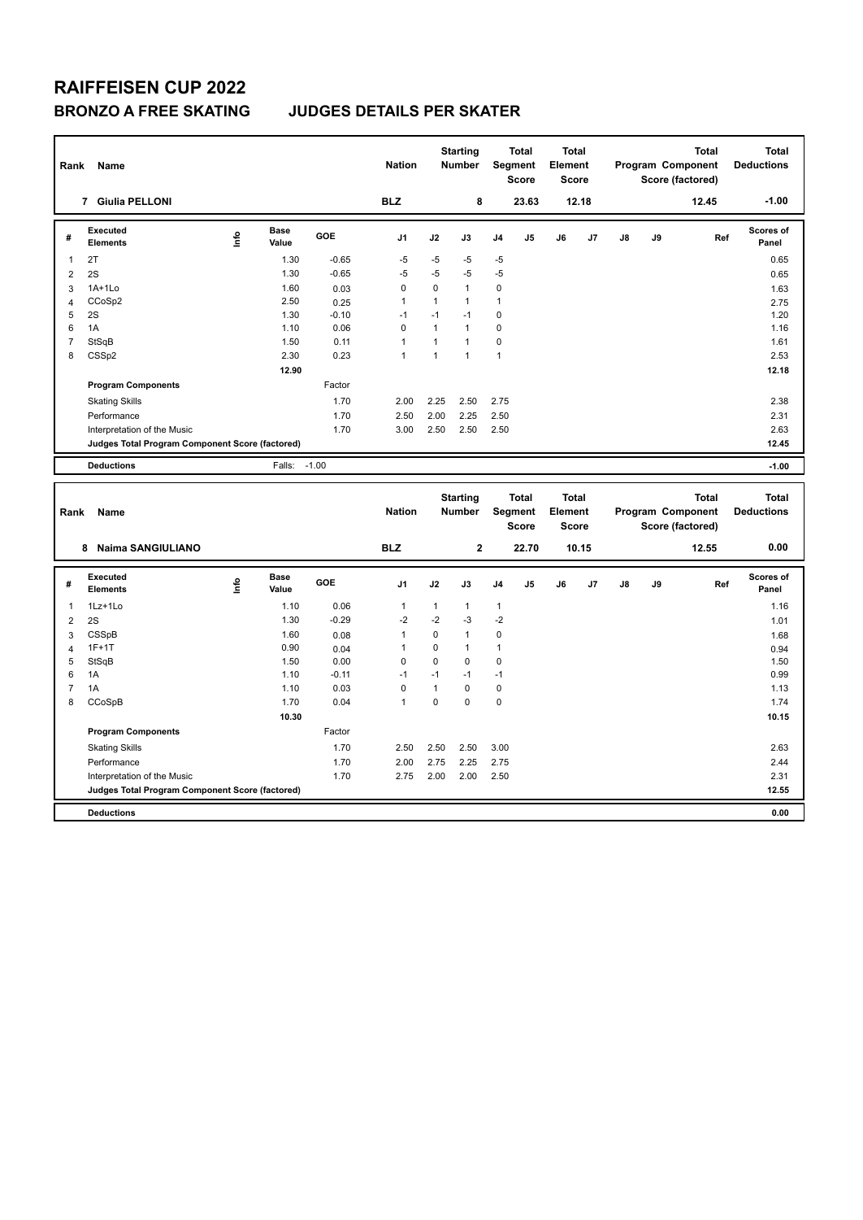# RAIFFEISEN CUP 2022

## BRONZO A FREE SKATING JUDGES DETAILS PER SKATER

| Rank | Name | Nation | Starting Number | Total Segment Score | Total Element Score | Total Program Component Score (factored) | Total Deductions |
|---|---|---|---|---|---|---|---|
| 7 | Giulia PELLONI | BLZ | 8 | 23.63 | 12.18 | 12.45 | -1.00 |

| # | Executed Elements | Info | Base Value | GOE | J1 | J2 | J3 | J4 | J5 | J6 | J7 | J8 | J9 | Ref | Scores of Panel |
|---|---|---|---|---|---|---|---|---|---|---|---|---|---|---|---|
| 1 | 2T | | 1.30 | -0.65 | -5 | -5 | -5 | -5 | | | | | | | 0.65 |
| 2 | 2S | | 1.30 | -0.65 | -5 | -5 | -5 | -5 | | | | | | | 0.65 |
| 3 | 1A+1Lo | | 1.60 | 0.03 | 0 | 0 | 1 | 0 | | | | | | | 1.63 |
| 4 | CCoSp2 | | 2.50 | 0.25 | 1 | 1 | 1 | 1 | | | | | | | 2.75 |
| 5 | 2S | | 1.30 | -0.10 | -1 | -1 | -1 | 0 | | | | | | | 1.20 |
| 6 | 1A | | 1.10 | 0.06 | 0 | 1 | 1 | 0 | | | | | | | 1.16 |
| 7 | StSqB | | 1.50 | 0.11 | 1 | 1 | 1 | 0 | | | | | | | 1.61 |
| 8 | CSSp2 | | 2.30 | 0.23 | 1 | 1 | 1 | 1 | | | | | | | 2.53 |
| | | | 12.90 | | | | | | | | | | | | 12.18 |
| | **Program Components** | | | Factor | | | | | | | | | | | |
| | Skating Skills | | | 1.70 | 2.00 | 2.25 | 2.50 | 2.75 | | | | | | | 2.38 |
| | Performance | | | 1.70 | 2.50 | 2.00 | 2.25 | 2.50 | | | | | | | 2.31 |
| | Interpretation of the Music | | | 1.70 | 3.00 | 2.50 | 2.50 | 2.50 | | | | | | | 2.63 |
| | **Judges Total Program Component Score (factored)** | | | | | | | | | | | | | | 12.45 |
| | **Deductions** | | Falls: | -1.00 | | | | | | | | | | | -1.00 |

| Rank | Name | Nation | Starting Number | Total Segment Score | Total Element Score | Total Program Component Score (factored) | Total Deductions |
|---|---|---|---|---|---|---|---|
| 8 | Naima SANGIULIANO | BLZ | 2 | 22.70 | 10.15 | 12.55 | 0.00 |

| # | Executed Elements | Info | Base Value | GOE | J1 | J2 | J3 | J4 | J5 | J6 | J7 | J8 | J9 | Ref | Scores of Panel |
|---|---|---|---|---|---|---|---|---|---|---|---|---|---|---|---|
| 1 | 1Lz+1Lo | | 1.10 | 0.06 | 1 | 1 | 1 | 1 | | | | | | | 1.16 |
| 2 | 2S | | 1.30 | -0.29 | -2 | -2 | -3 | -2 | | | | | | | 1.01 |
| 3 | CSSpB | | 1.60 | 0.08 | 1 | 0 | 1 | 0 | | | | | | | 1.68 |
| 4 | 1F+1T | | 0.90 | 0.04 | 1 | 0 | 1 | 1 | | | | | | | 0.94 |
| 5 | StSqB | | 1.50 | 0.00 | 0 | 0 | 0 | 0 | | | | | | | 1.50 |
| 6 | 1A | | 1.10 | -0.11 | -1 | -1 | -1 | -1 | | | | | | | 0.99 |
| 7 | 1A | | 1.10 | 0.03 | 0 | 1 | 0 | 0 | | | | | | | 1.13 |
| 8 | CCoSpB | | 1.70 | 0.04 | 1 | 0 | 0 | 0 | | | | | | | 1.74 |
| | | | 10.30 | | | | | | | | | | | | 10.15 |
| | **Program Components** | | | Factor | | | | | | | | | | | |
| | Skating Skills | | | 1.70 | 2.50 | 2.50 | 2.50 | 3.00 | | | | | | | 2.63 |
| | Performance | | | 1.70 | 2.00 | 2.75 | 2.25 | 2.75 | | | | | | | 2.44 |
| | Interpretation of the Music | | | 1.70 | 2.75 | 2.00 | 2.00 | 2.50 | | | | | | | 2.31 |
| | **Judges Total Program Component Score (factored)** | | | | | | | | | | | | | | 12.55 |
| | **Deductions** | | | | | | | | | | | | | | 0.00 |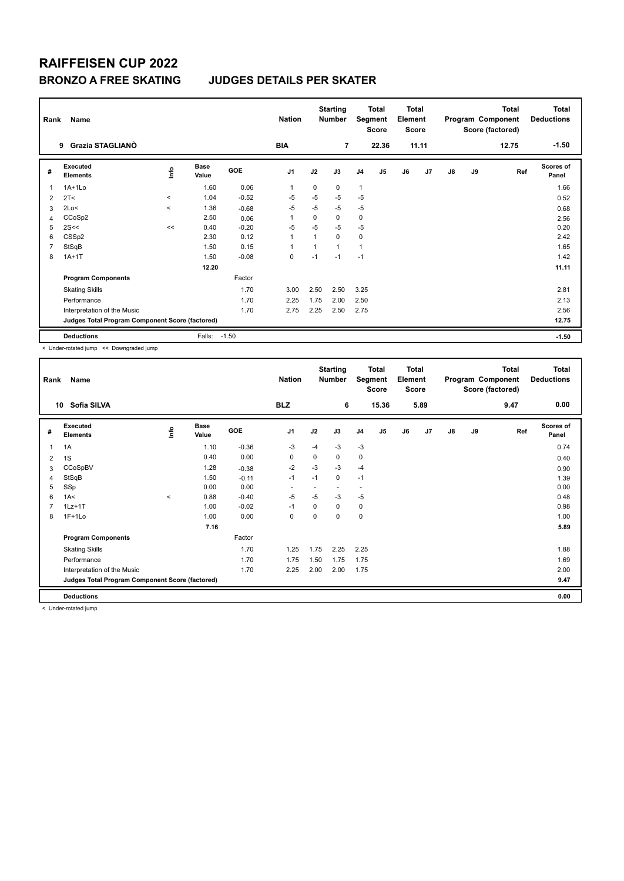# RAIFFEISEN CUP 2022

## BRONZO A FREE SKATING JUDGES DETAILS PER SKATER

| Rank | Name | Nation | Starting Number | Total Segment Score | Total Element Score | Total Program Component Score (factored) | Total Deductions |
|---|---|---|---|---|---|---|---|
| 9 | Grazia STAGLIANÒ | BIA | 7 | 22.36 | 11.11 | 12.75 | -1.50 |

| # | Executed Elements | Info | Base Value | GOE | J1 | J2 | J3 | J4 | J5 | J6 | J7 | J8 | J9 | Ref | Scores of Panel |
|---|---|---|---|---|---|---|---|---|---|---|---|---|---|---|---|
| 1 | 1A+1Lo | | 1.60 | 0.06 | 1 | 0 | 0 | 1 | | | | | | | 1.66 |
| 2 | 2T< | < | 1.04 | -0.52 | -5 | -5 | -5 | -5 | | | | | | | 0.52 |
| 3 | 2Lo< | < | 1.36 | -0.68 | -5 | -5 | -5 | -5 | | | | | | | 0.68 |
| 4 | CCoSp2 | | 2.50 | 0.06 | 1 | 0 | 0 | 0 | | | | | | | 2.56 |
| 5 | 2S<< | << | 0.40 | -0.20 | -5 | -5 | -5 | -5 | | | | | | | 0.20 |
| 6 | CSSp2 | | 2.30 | 0.12 | 1 | 1 | 0 | 0 | | | | | | | 2.42 |
| 7 | StSqB | | 1.50 | 0.15 | 1 | 1 | 1 | 1 | | | | | | | 1.65 |
| 8 | 1A+1T | | 1.50 | -0.08 | 0 | -1 | -1 | -1 | | | | | | | 1.42 |
| | | | 12.20 | | | | | | | | | | | | 11.11 |
| | **Program Components** | | | Factor | | | | | | | | | | | |
| | Skating Skills | | | 1.70 | 3.00 | 2.50 | 2.50 | 3.25 | | | | | | | 2.81 |
| | Performance | | | 1.70 | 2.25 | 1.75 | 2.00 | 2.50 | | | | | | | 2.13 |
| | Interpretation of the Music | | | 1.70 | 2.75 | 2.25 | 2.50 | 2.75 | | | | | | | 2.56 |
| | **Judges Total Program Component Score (factored)** | | | | | | | | | | | | | | 12.75 |
| | **Deductions** | | Falls: | -1.50 | | | | | | | | | | | -1.50 |

< Under-rotated jump << Downgraded jump

| Rank | Name | Nation | Starting Number | Total Segment Score | Total Element Score | Total Program Component Score (factored) | Total Deductions |
|---|---|---|---|---|---|---|---|
| 10 | Sofia SILVA | BLZ | 6 | 15.36 | 5.89 | 9.47 | 0.00 |

| # | Executed Elements | Info | Base Value | GOE | J1 | J2 | J3 | J4 | J5 | J6 | J7 | J8 | J9 | Ref | Scores of Panel |
|---|---|---|---|---|---|---|---|---|---|---|---|---|---|---|---|
| 1 | 1A | | 1.10 | -0.36 | -3 | -4 | -3 | -3 | | | | | | | 0.74 |
| 2 | 1S | | 0.40 | 0.00 | 0 | 0 | 0 | 0 | | | | | | | 0.40 |
| 3 | CCoSpBV | | 1.28 | -0.38 | -2 | -3 | -3 | -4 | | | | | | | 0.90 |
| 4 | StSqB | | 1.50 | -0.11 | -1 | -1 | 0 | -1 | | | | | | | 1.39 |
| 5 | SSp | | 0.00 | 0.00 | - | - | - | - | | | | | | | 0.00 |
| 6 | 1A< | < | 0.88 | -0.40 | -5 | -5 | -3 | -5 | | | | | | | 0.48 |
| 7 | 1Lz+1T | | 1.00 | -0.02 | -1 | 0 | 0 | 0 | | | | | | | 0.98 |
| 8 | 1F+1Lo | | 1.00 | 0.00 | 0 | 0 | 0 | 0 | | | | | | | 1.00 |
| | | | 7.16 | | | | | | | | | | | | 5.89 |
| | **Program Components** | | | Factor | | | | | | | | | | | |
| | Skating Skills | | | 1.70 | 1.25 | 1.75 | 2.25 | 2.25 | | | | | | | 1.88 |
| | Performance | | | 1.70 | 1.75 | 1.50 | 1.75 | 1.75 | | | | | | | 1.69 |
| | Interpretation of the Music | | | 1.70 | 2.25 | 2.00 | 2.00 | 1.75 | | | | | | | 2.00 |
| | **Judges Total Program Component Score (factored)** | | | | | | | | | | | | | | 9.47 |
| | **Deductions** | | | | | | | | | | | | | | 0.00 |

< Under-rotated jump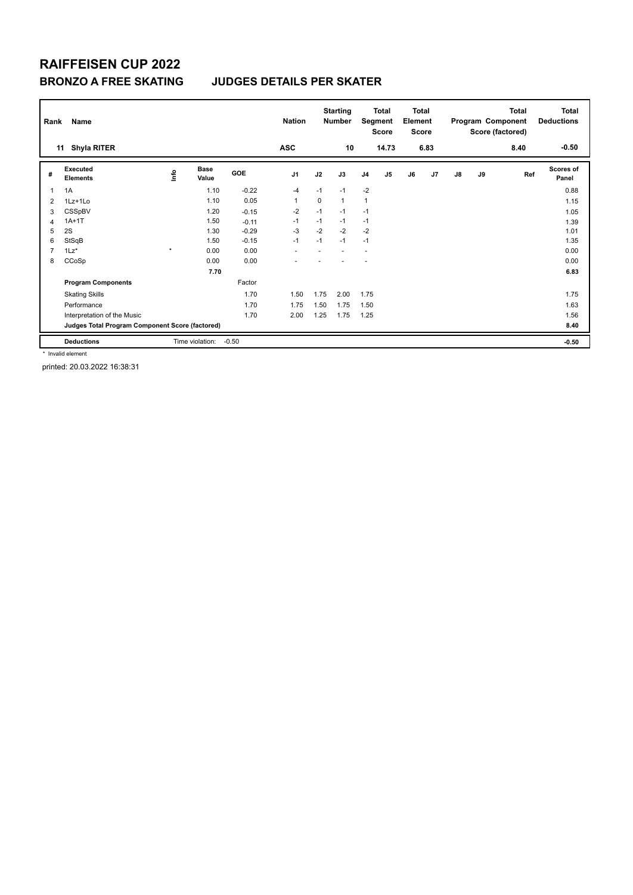# RAIFFEISEN CUP 2022

## BRONZO A FREE SKATING JUDGES DETAILS PER SKATER

| Rank | Name | Nation | Starting Number | Total Segment Score | Total Element Score | Total Program Component Score (factored) | Total Deductions |
|---|---|---|---|---|---|---|---|
| 11 | Shyla RITER | ASC | 10 | 14.73 | 6.83 | 8.40 | -0.50 |

| # | Executed Elements | Info | Base Value | GOE | J1 | J2 | J3 | J4 | J5 | J6 | J7 | J8 | J9 | Ref | Scores of Panel |
|---|---|---|---|---|---|---|---|---|---|---|---|---|---|---|---|
| 1 | 1A | | 1.10 | -0.22 | -4 | -1 | -1 | -2 | | | | | | | 0.88 |
| 2 | 1Lz+1Lo | | 1.10 | 0.05 | 1 | 0 | 1 | 1 | | | | | | | 1.15 |
| 3 | CSSpBV | | 1.20 | -0.15 | -2 | -1 | -1 | -1 | | | | | | | 1.05 |
| 4 | 1A+1T | | 1.50 | -0.11 | -1 | -1 | -1 | -1 | | | | | | | 1.39 |
| 5 | 2S | | 1.30 | -0.29 | -3 | -2 | -2 | -2 | | | | | | | 1.01 |
| 6 | StSqB | | 1.50 | -0.15 | -1 | -1 | -1 | -1 | | | | | | | 1.35 |
| 7 | 1Lz* | * | 0.00 | 0.00 | - | - | - | - | | | | | | | 0.00 |
| 8 | CCoSp | | 0.00 | 0.00 | - | - | - | - | | | | | | | 0.00 |
| | | | 7.70 | | | | | | | | | | | | 6.83 |
| | **Program Components** | | | Factor | | | | | | | | | | | |
| | Skating Skills | | | 1.70 | 1.50 | 1.75 | 2.00 | 1.75 | | | | | | | 1.75 |
| | Performance | | | 1.70 | 1.75 | 1.50 | 1.75 | 1.50 | | | | | | | 1.63 |
| | Interpretation of the Music | | | 1.70 | 2.00 | 1.25 | 1.75 | 1.25 | | | | | | | 1.56 |
| | **Judges Total Program Component Score (factored)** | | | | | | | | | | | | | | 8.40 |
| | **Deductions** | | Time violation: | -0.50 | | | | | | | | | | | -0.50 |

\* Invalid element

printed: 20.03.2022 16:38:31